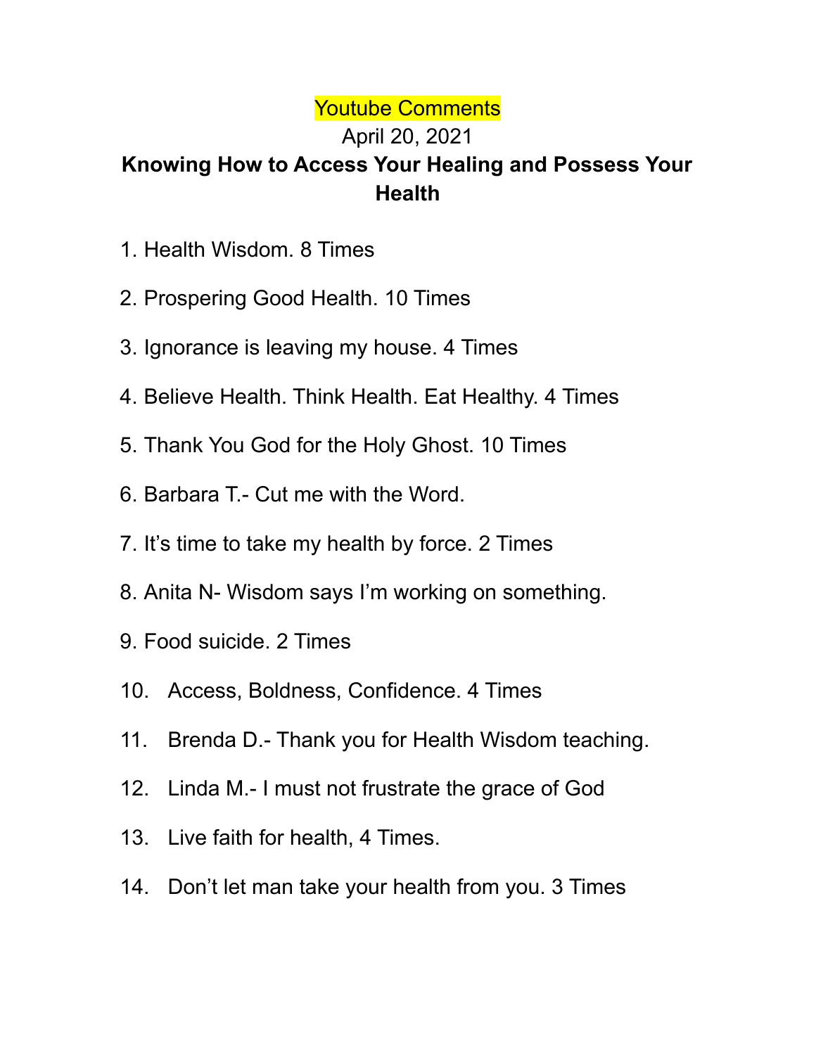Youtube Comments

April 20, 2021

**Knowing How to Access Your Healing and Possess Your Health**

1. Health Wisdom. 8 Times
2. Prospering Good Health. 10 Times
3. Ignorance is leaving my house. 4 Times
4. Believe Health. Think Health. Eat Healthy. 4 Times
5. Thank You God for the Holy Ghost. 10 Times
6. Barbara T.- Cut me with the Word.
7. It's time to take my health by force. 2 Times
8. Anita N- Wisdom says I'm working on something.
9. Food suicide. 2 Times
10. Access, Boldness, Confidence. 4 Times
11. Brenda D.- Thank you for Health Wisdom teaching.
12. Linda M.- I must not frustrate the grace of God
13. Live faith for health, 4 Times.
14. Don't let man take your health from you. 3 Times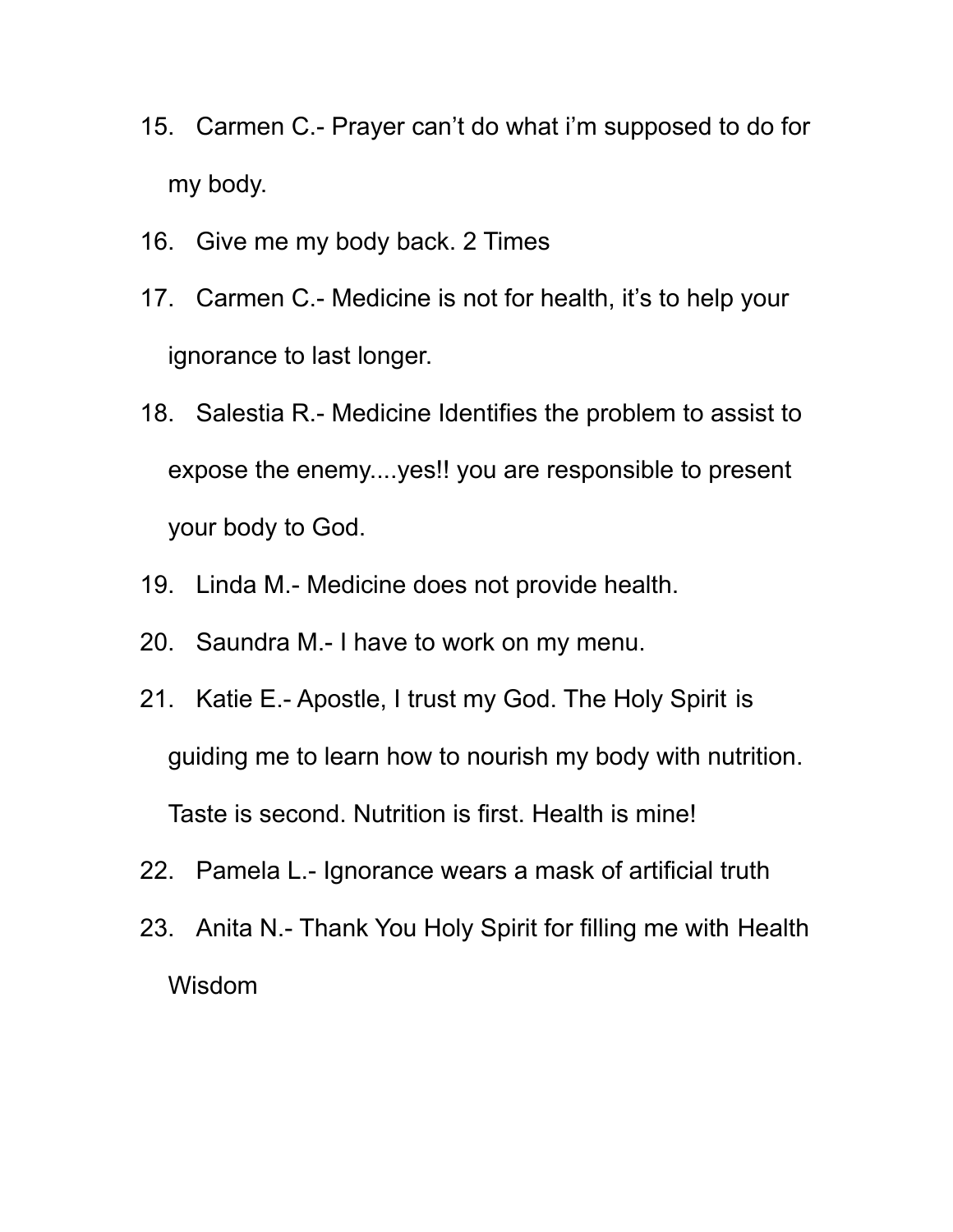15. Carmen C.- Prayer can't do what i'm supposed to do for my body.
16. Give me my body back. 2 Times
17. Carmen C.- Medicine is not for health, it's to help your ignorance to last longer.
18. Salestia R.- Medicine Identifies the problem to assist to expose the enemy....yes!! you are responsible to present your body to God.
19. Linda M.- Medicine does not provide health.
20. Saundra M.- I have to work on my menu.
21. Katie E.- Apostle, I trust my God. The Holy Spirit is guiding me to learn how to nourish my body with nutrition. Taste is second. Nutrition is first. Health is mine!
22. Pamela L.- Ignorance wears a mask of artificial truth
23. Anita N.- Thank You Holy Spirit for filling me with Health Wisdom